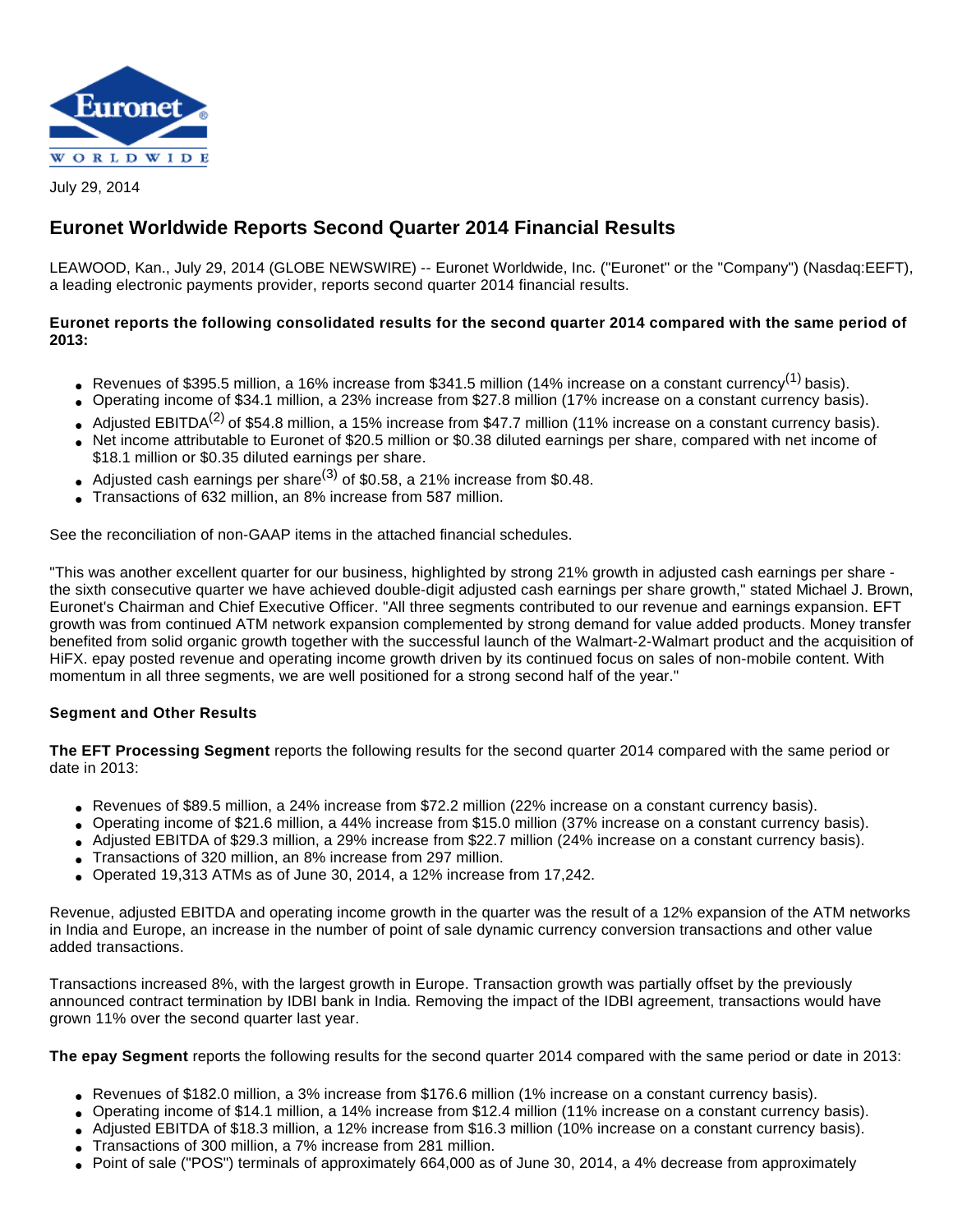July 29, 2014

## Euronet Worldwide Reports Second Quarter 2014 Financial Results

LEAWOOD, Kan., July 29, 2014 (GLOBE NEWSWIRE) -- Euronet Worldwide, Inc. ("Euronet" or the "Company") (Nasdaq:EEFT), a leading electronic payments provider, reports second quarter 2014 financial results.

**Euronet reports the following consolidated results for the second quarter 2014 compared with the same period of 2013:**

- Revenues of $395.5 million, a 16% increase from $341.5 million (14% increase on a constant currency[1] basis).
- Operating income of $34.1 million, a 23% increase from $27.8 million (17% increase on a constant currency basis).
- Adjusted EBITDA[2] of $54.8 million, a 15% increase from $47.7 million (11% increase on a constant currency basis).
- Net income attributable to Euronet of $20.5 million or $0.38 diluted earnings per share, compared with net income of $18.1 million or $0.35 diluted earnings per share.
- Adjusted cash earnings per share[3] of $0.58, a 21% increase from $0.48.
- Transactions of 632 million, an 8% increase from 587 million.

See the reconciliation of non-GAAP items in the attached financial schedules.

"This was another excellent quarter for our business, highlighted by strong 21% growth in adjusted cash earnings per share - the sixth consecutive quarter we have achieved double-digit adjusted cash earnings per share growth," stated Michael J. Brown, Euronet's Chairman and Chief Executive Officer. "All three segments contributed to our revenue and earnings expansion. EFT growth was from continued ATM network expansion complemented by strong demand for value added products. Money transfer benefited from solid organic growth together with the successful launch of the Walmart-2-Walmart product and the acquisition of HiFX. epay posted revenue and operating income growth driven by its continued focus on sales of non-mobile content. With momentum in all three segments, we are well positioned for a strong second half of the year."

**Segment and Other Results**

**The EFT Processing Segment** reports the following results for the second quarter 2014 compared with the same period or date in 2013:

- Revenues of $89.5 million, a 24% increase from $72.2 million (22% increase on a constant currency basis).
- Operating income of $21.6 million, a 44% increase from $15.0 million (37% increase on a constant currency basis).
- Adjusted EBITDA of $29.3 million, a 29% increase from $22.7 million (24% increase on a constant currency basis).
- Transactions of 320 million, an 8% increase from 297 million.
- Operated 19,313 ATMs as of June 30, 2014, a 12% increase from 17,242.

Revenue, adjusted EBITDA and operating income growth in the quarter was the result of a 12% expansion of the ATM networks in India and Europe, an increase in the number of point of sale dynamic currency conversion transactions and other value added transactions.

Transactions increased 8%, with the largest growth in Europe. Transaction growth was partially offset by the previously announced contract termination by IDBI bank in India. Removing the impact of the IDBI agreement, transactions would have grown 11% over the second quarter last year.

**The epay Segment** reports the following results for the second quarter 2014 compared with the same period or date in 2013:

- Revenues of $182.0 million, a 3% increase from $176.6 million (1% increase on a constant currency basis).
- Operating income of $14.1 million, a 14% increase from $12.4 million (11% increase on a constant currency basis).
- Adjusted EBITDA of $18.3 million, a 12% increase from $16.3 million (10% increase on a constant currency basis).
- Transactions of 300 million, a 7% increase from 281 million.
- Point of sale ("POS") terminals of approximately 664,000 as of June 30, 2014, a 4% decrease from approximately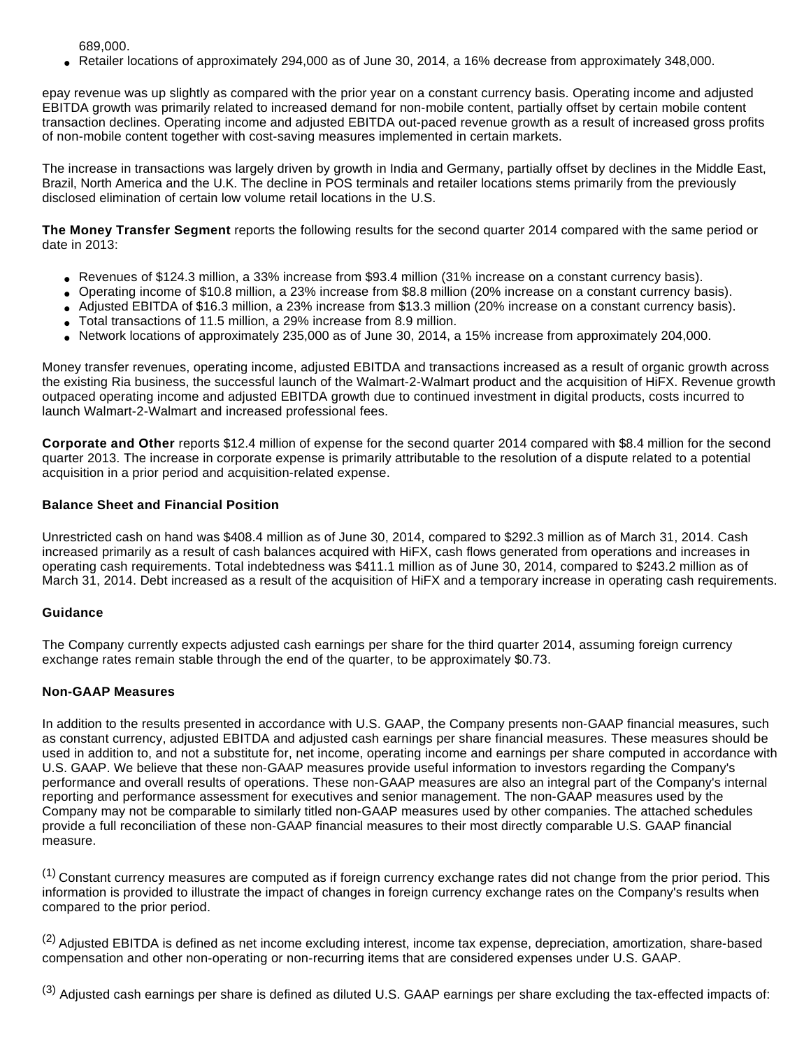689,000.

- Retailer locations of approximately 294,000 as of June 30, 2014, a 16% decrease from approximately 348,000.

epay revenue was up slightly as compared with the prior year on a constant currency basis. Operating income and adjusted EBITDA growth was primarily related to increased demand for non-mobile content, partially offset by certain mobile content transaction declines. Operating income and adjusted EBITDA out-paced revenue growth as a result of increased gross profits of non-mobile content together with cost-saving measures implemented in certain markets.

The increase in transactions was largely driven by growth in India and Germany, partially offset by declines in the Middle East, Brazil, North America and the U.K. The decline in POS terminals and retailer locations stems primarily from the previously disclosed elimination of certain low volume retail locations in the U.S.

**The Money Transfer Segment** reports the following results for the second quarter 2014 compared with the same period or date in 2013:

- Revenues of $124.3 million, a 33% increase from $93.4 million (31% increase on a constant currency basis).
- Operating income of $10.8 million, a 23% increase from $8.8 million (20% increase on a constant currency basis).
- Adjusted EBITDA of $16.3 million, a 23% increase from $13.3 million (20% increase on a constant currency basis).
- Total transactions of 11.5 million, a 29% increase from 8.9 million.
- Network locations of approximately 235,000 as of June 30, 2014, a 15% increase from approximately 204,000.

Money transfer revenues, operating income, adjusted EBITDA and transactions increased as a result of organic growth across the existing Ria business, the successful launch of the Walmart-2-Walmart product and the acquisition of HiFX. Revenue growth outpaced operating income and adjusted EBITDA growth due to continued investment in digital products, costs incurred to launch Walmart-2-Walmart and increased professional fees.

**Corporate and Other** reports $12.4 million of expense for the second quarter 2014 compared with $8.4 million for the second quarter 2013. The increase in corporate expense is primarily attributable to the resolution of a dispute related to a potential acquisition in a prior period and acquisition-related expense.

### Balance Sheet and Financial Position

Unrestricted cash on hand was $408.4 million as of June 30, 2014, compared to $292.3 million as of March 31, 2014. Cash increased primarily as a result of cash balances acquired with HiFX, cash flows generated from operations and increases in operating cash requirements. Total indebtedness was $411.1 million as of June 30, 2014, compared to $243.2 million as of March 31, 2014. Debt increased as a result of the acquisition of HiFX and a temporary increase in operating cash requirements.

### Guidance

The Company currently expects adjusted cash earnings per share for the third quarter 2014, assuming foreign currency exchange rates remain stable through the end of the quarter, to be approximately $0.73.

### Non-GAAP Measures

In addition to the results presented in accordance with U.S. GAAP, the Company presents non-GAAP financial measures, such as constant currency, adjusted EBITDA and adjusted cash earnings per share financial measures. These measures should be used in addition to, and not a substitute for, net income, operating income and earnings per share computed in accordance with U.S. GAAP. We believe that these non-GAAP measures provide useful information to investors regarding the Company's performance and overall results of operations. These non-GAAP measures are also an integral part of the Company's internal reporting and performance assessment for executives and senior management. The non-GAAP measures used by the Company may not be comparable to similarly titled non-GAAP measures used by other companies. The attached schedules provide a full reconciliation of these non-GAAP financial measures to their most directly comparable U.S. GAAP financial measure.

(1) Constant currency measures are computed as if foreign currency exchange rates did not change from the prior period. This information is provided to illustrate the impact of changes in foreign currency exchange rates on the Company's results when compared to the prior period.

(2) Adjusted EBITDA is defined as net income excluding interest, income tax expense, depreciation, amortization, share-based compensation and other non-operating or non-recurring items that are considered expenses under U.S. GAAP.

(3) Adjusted cash earnings per share is defined as diluted U.S. GAAP earnings per share excluding the tax-effected impacts of: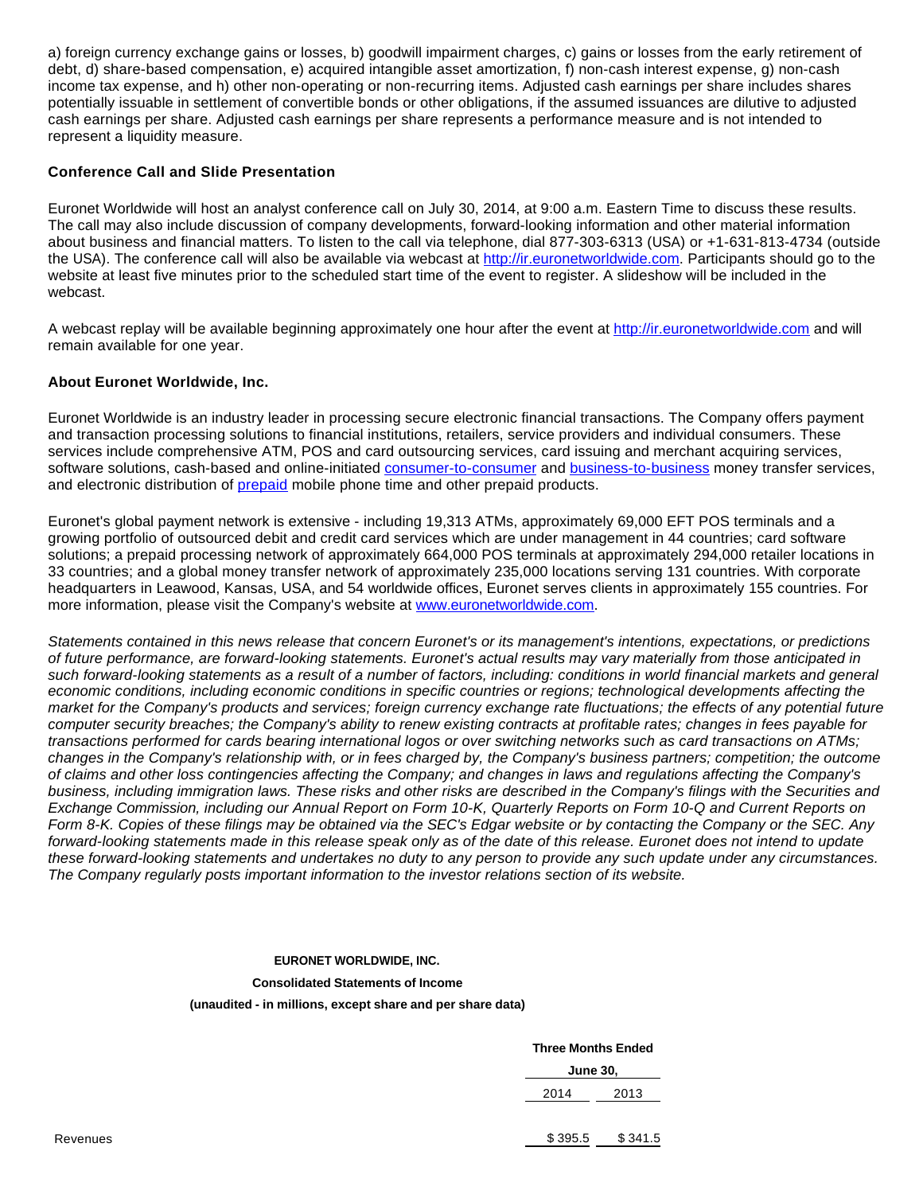a) foreign currency exchange gains or losses, b) goodwill impairment charges, c) gains or losses from the early retirement of debt, d) share-based compensation, e) acquired intangible asset amortization, f) non-cash interest expense, g) non-cash income tax expense, and h) other non-operating or non-recurring items. Adjusted cash earnings per share includes shares potentially issuable in settlement of convertible bonds or other obligations, if the assumed issuances are dilutive to adjusted cash earnings per share. Adjusted cash earnings per share represents a performance measure and is not intended to represent a liquidity measure.

**Conference Call and Slide Presentation**

Euronet Worldwide will host an analyst conference call on July 30, 2014, at 9:00 a.m. Eastern Time to discuss these results. The call may also include discussion of company developments, forward-looking information and other material information about business and financial matters. To listen to the call via telephone, dial 877-303-6313 (USA) or +1-631-813-4734 (outside the USA). The conference call will also be available via webcast at http://ir.euronetworldwide.com. Participants should go to the website at least five minutes prior to the scheduled start time of the event to register. A slideshow will be included in the webcast.

A webcast replay will be available beginning approximately one hour after the event at http://ir.euronetworldwide.com and will remain available for one year.

**About Euronet Worldwide, Inc.**

Euronet Worldwide is an industry leader in processing secure electronic financial transactions. The Company offers payment and transaction processing solutions to financial institutions, retailers, service providers and individual consumers. These services include comprehensive ATM, POS and card outsourcing services, card issuing and merchant acquiring services, software solutions, cash-based and online-initiated consumer-to-consumer and business-to-business money transfer services, and electronic distribution of prepaid mobile phone time and other prepaid products.

Euronet's global payment network is extensive - including 19,313 ATMs, approximately 69,000 EFT POS terminals and a growing portfolio of outsourced debit and credit card services which are under management in 44 countries; card software solutions; a prepaid processing network of approximately 664,000 POS terminals at approximately 294,000 retailer locations in 33 countries; and a global money transfer network of approximately 235,000 locations serving 131 countries. With corporate headquarters in Leawood, Kansas, USA, and 54 worldwide offices, Euronet serves clients in approximately 155 countries. For more information, please visit the Company's website at www.euronetworldwide.com.

*Statements contained in this news release that concern Euronet's or its management's intentions, expectations, or predictions of future performance, are forward-looking statements. Euronet's actual results may vary materially from those anticipated in such forward-looking statements as a result of a number of factors, including: conditions in world financial markets and general economic conditions, including economic conditions in specific countries or regions; technological developments affecting the market for the Company's products and services; foreign currency exchange rate fluctuations; the effects of any potential future computer security breaches; the Company's ability to renew existing contracts at profitable rates; changes in fees payable for transactions performed for cards bearing international logos or over switching networks such as card transactions on ATMs; changes in the Company's relationship with, or in fees charged by, the Company's business partners; competition; the outcome of claims and other loss contingencies affecting the Company; and changes in laws and regulations affecting the Company's business, including immigration laws. These risks and other risks are described in the Company's filings with the Securities and Exchange Commission, including our Annual Report on Form 10-K, Quarterly Reports on Form 10-Q and Current Reports on Form 8-K. Copies of these filings may be obtained via the SEC's Edgar website or by contacting the Company or the SEC. Any forward-looking statements made in this release speak only as of the date of this release. Euronet does not intend to update these forward-looking statements and undertakes no duty to any person to provide any such update under any circumstances. The Company regularly posts important information to the investor relations section of its website.*

**EURONET WORLDWIDE, INC.**

**Consolidated Statements of Income**

**(unaudited - in millions, except share and per share data)**

| | Three Months Ended June 30, | |
|---|---|---|
| | 2014 | 2013 |
| Revenues | $ 395.5 | $ 341.5 |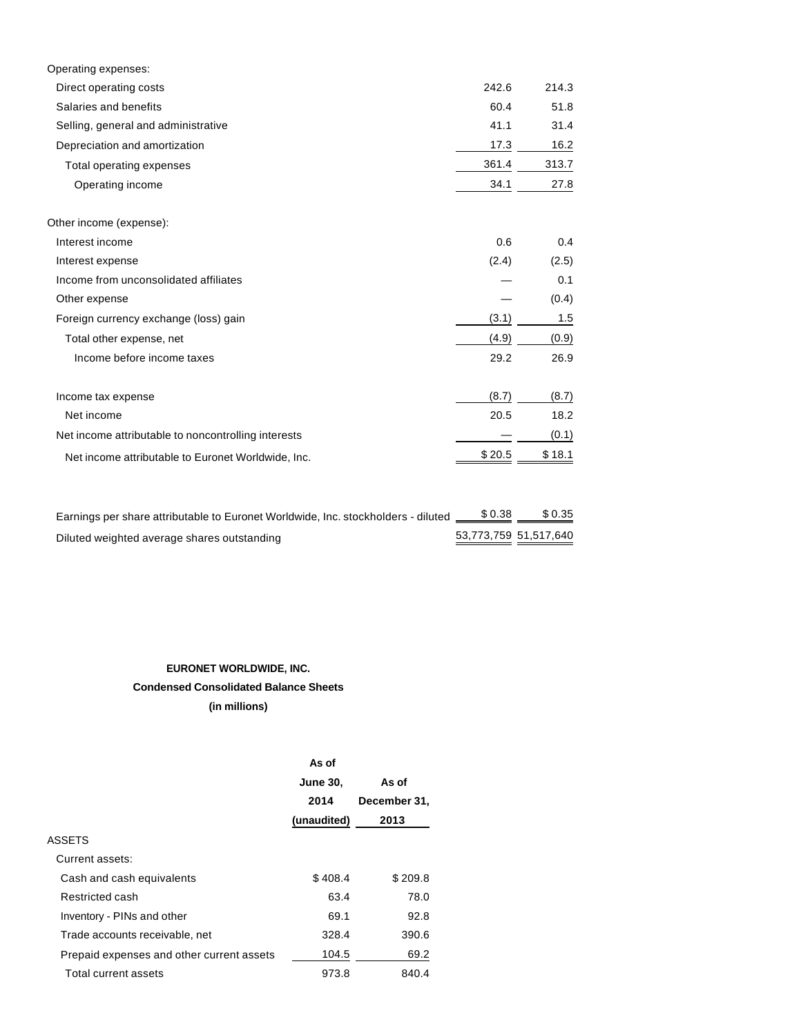| | | |
|---|---|---|
| Operating expenses: | | |
| Direct operating costs | 242.6 | 214.3 |
| Salaries and benefits | 60.4 | 51.8 |
| Selling, general and administrative | 41.1 | 31.4 |
| Depreciation and amortization | 17.3 | 16.2 |
| Total operating expenses | 361.4 | 313.7 |
| Operating income | 34.1 | 27.8 |
| | | |
| Other income (expense): | | |
| Interest income | 0.6 | 0.4 |
| Interest expense | (2.4) | (2.5) |
| Income from unconsolidated affiliates | — | 0.1 |
| Other expense | — | (0.4) |
| Foreign currency exchange (loss) gain | (3.1) | 1.5 |
| Total other expense, net | (4.9) | (0.9) |
| Income before income taxes | 29.2 | 26.9 |
| | | |
| Income tax expense | (8.7) | (8.7) |
| Net income | 20.5 | 18.2 |
| Net income attributable to noncontrolling interests | — | (0.1) |
| Net income attributable to Euronet Worldwide, Inc. | $ 20.5 | $ 18.1 |
| | | |
| Earnings per share attributable to Euronet Worldwide, Inc. stockholders - diluted | $ 0.38 | $ 0.35 |
| Diluted weighted average shares outstanding | 53,773,759 | 51,517,640 |

**EURONET WORLDWIDE, INC.**

**Condensed Consolidated Balance Sheets**

**(in millions)**

| | As of June 30, 2014 (unaudited) | As of December 31, 2013 |
|---|---|---|
| ASSETS | | |
| Current assets: | | |
| Cash and cash equivalents | $ 408.4 | $ 209.8 |
| Restricted cash | 63.4 | 78.0 |
| Inventory - PINs and other | 69.1 | 92.8 |
| Trade accounts receivable, net | 328.4 | 390.6 |
| Prepaid expenses and other current assets | 104.5 | 69.2 |
| Total current assets | 973.8 | 840.4 |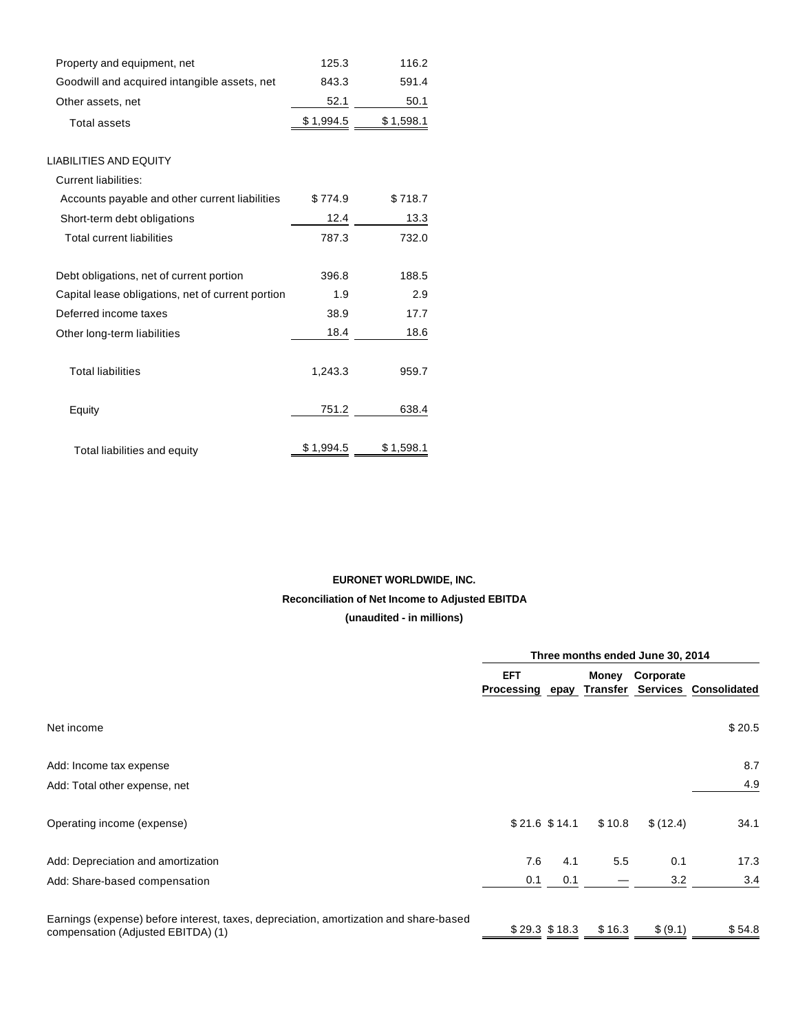| | | |
|---|---|---|
| Property and equipment, net | 125.3 | 116.2 |
| Goodwill and acquired intangible assets, net | 843.3 | 591.4 |
| Other assets, net | 52.1 | 50.1 |
| Total assets | $ 1,994.5 | $ 1,598.1 |
| | | |
| LIABILITIES AND EQUITY | | |
| Current liabilities: | | |
| Accounts payable and other current liabilities | $ 774.9 | $ 718.7 |
| Short-term debt obligations | 12.4 | 13.3 |
| Total current liabilities | 787.3 | 732.0 |
| | | |
| Debt obligations, net of current portion | 396.8 | 188.5 |
| Capital lease obligations, net of current portion | 1.9 | 2.9 |
| Deferred income taxes | 38.9 | 17.7 |
| Other long-term liabilities | 18.4 | 18.6 |
| | | |
| Total liabilities | 1,243.3 | 959.7 |
| | | |
| Equity | 751.2 | 638.4 |
| | | |
| Total liabilities and equity | $ 1,994.5 | $ 1,598.1 |

**EURONET WORLDWIDE, INC.**

**Reconciliation of Net Income to Adjusted EBITDA**

**(unaudited - in millions)**

| | Three months ended June 30, 2014 | | | | |
|---|---|---|---|---|---|
| | **EFT Processing** | **epay** | **Money Transfer** | **Corporate Services** | **Consolidated** |
| Net income | | | | | $ 20.5 |
| Add: Income tax expense | | | | | 8.7 |
| Add: Total other expense, net | | | | | 4.9 |
| Operating income (expense) | $ 21.6 | $ 14.1 | $ 10.8 | $ (12.4) | 34.1 |
| Add: Depreciation and amortization | 7.6 | 4.1 | 5.5 | 0.1 | 17.3 |
| Add: Share-based compensation | 0.1 | 0.1 | — | 3.2 | 3.4 |
| Earnings (expense) before interest, taxes, depreciation, amortization and share-based compensation (Adjusted EBITDA) (1) | $ 29.3 | $ 18.3 | $ 16.3 | $ (9.1) | $ 54.8 |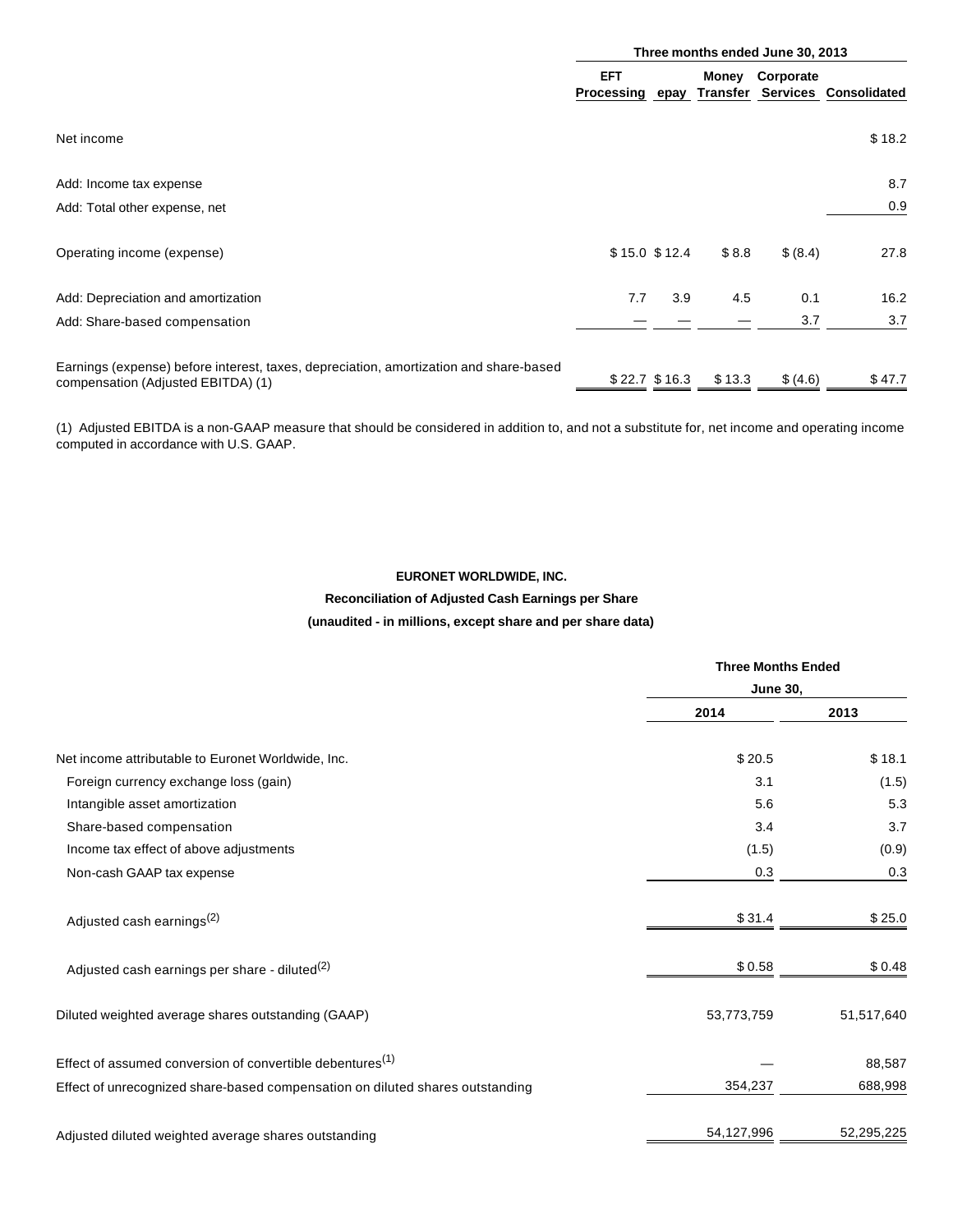| | Three months ended June 30, 2013 | | | | |
|---|---|---|---|---|---|
| | EFT Processing | epay | Money Transfer | Corporate Services | Consolidated |
| Net income | | | | | $ 18.2 |
| Add: Income tax expense | | | | | 8.7 |
| Add: Total other expense, net | | | | | 0.9 |
| Operating income (expense) | $ 15.0 | $ 12.4 | $ 8.8 | $ (8.4) | 27.8 |
| Add: Depreciation and amortization | 7.7 | 3.9 | 4.5 | 0.1 | 16.2 |
| Add: Share-based compensation | — | — | — | 3.7 | 3.7 |
| Earnings (expense) before interest, taxes, depreciation, amortization and share-based compensation (Adjusted EBITDA) (1) | $ 22.7 | $ 16.3 | $ 13.3 | $ (4.6) | $ 47.7 |

(1) Adjusted EBITDA is a non-GAAP measure that should be considered in addition to, and not a substitute for, net income and operating income computed in accordance with U.S. GAAP.

**EURONET WORLDWIDE, INC.**

**Reconciliation of Adjusted Cash Earnings per Share**

**(unaudited - in millions, except share and per share data)**

| | Three Months Ended June 30, | |
|---|---|---|
| | 2014 | 2013 |
| Net income attributable to Euronet Worldwide, Inc. | $ 20.5 | $ 18.1 |
| Foreign currency exchange loss (gain) | 3.1 | (1.5) |
| Intangible asset amortization | 5.6 | 5.3 |
| Share-based compensation | 3.4 | 3.7 |
| Income tax effect of above adjustments | (1.5) | (0.9) |
| Non-cash GAAP tax expense | 0.3 | 0.3 |
| Adjusted cash earnings(2) | $ 31.4 | $ 25.0 |
| Adjusted cash earnings per share - diluted(2) | $ 0.58 | $ 0.48 |
| Diluted weighted average shares outstanding (GAAP) | 53,773,759 | 51,517,640 |
| Effect of assumed conversion of convertible debentures(1) | — | 88,587 |
| Effect of unrecognized share-based compensation on diluted shares outstanding | 354,237 | 688,998 |
| Adjusted diluted weighted average shares outstanding | 54,127,996 | 52,295,225 |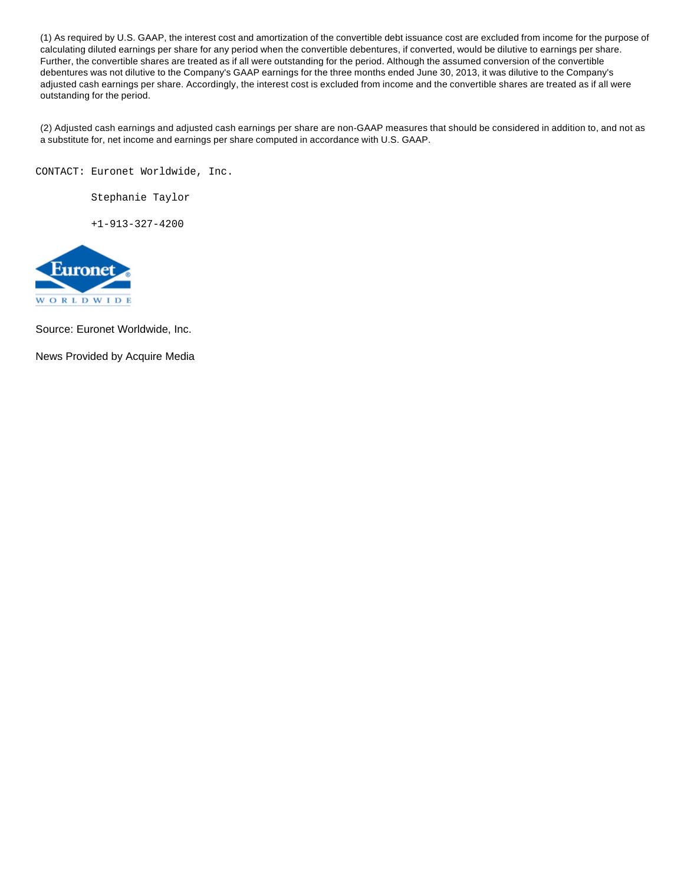(1) As required by U.S. GAAP, the interest cost and amortization of the convertible debt issuance cost are excluded from income for the purpose of calculating diluted earnings per share for any period when the convertible debentures, if converted, would be dilutive to earnings per share. Further, the convertible shares are treated as if all were outstanding for the period. Although the assumed conversion of the convertible debentures was not dilutive to the Company's GAAP earnings for the three months ended June 30, 2013, it was dilutive to the Company's adjusted cash earnings per share. Accordingly, the interest cost is excluded from income and the convertible shares are treated as if all were outstanding for the period.

(2) Adjusted cash earnings and adjusted cash earnings per share are non-GAAP measures that should be considered in addition to, and not as a substitute for, net income and earnings per share computed in accordance with U.S. GAAP.

CONTACT: Euronet Worldwide, Inc.

Stephanie Taylor

+1-913-327-4200

Source: Euronet Worldwide, Inc.

News Provided by Acquire Media